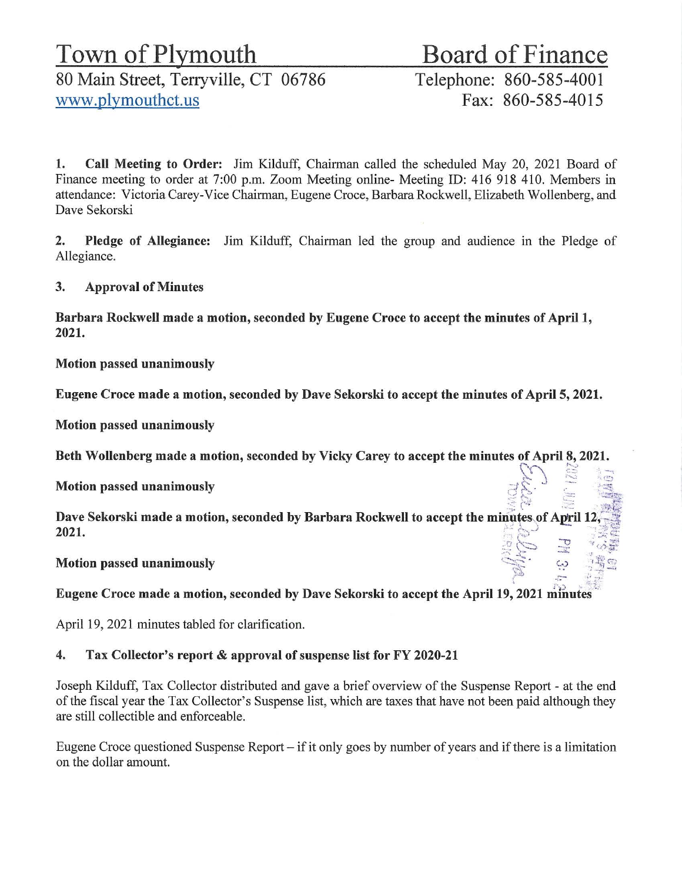# Town of Plymouth

# Board of Finance

80 Main Street, Terryville, CT 06786
www.plymouthct.us

Telephone: 860-585-4001
Fax: 860-585-4015

1. **Call Meeting to Order:** Jim Kilduff, Chairman called the scheduled May 20, 2021 Board of Finance meeting to order at 7:00 p.m. Zoom Meeting online- Meeting ID: 416 918 410. Members in attendance: Victoria Carey-Vice Chairman, Eugene Croce, Barbara Rockwell, Elizabeth Wollenberg, and Dave Sekorski

2. **Pledge of Allegiance:** Jim Kilduff, Chairman led the group and audience in the Pledge of Allegiance.

3. **Approval of Minutes**

**Barbara Rockwell made a motion, seconded by Eugene Croce to accept the minutes of April 1, 2021.**

**Motion passed unanimously**

**Eugene Croce made a motion, seconded by Dave Sekorski to accept the minutes of April 5, 2021.**

**Motion passed unanimously**

**Beth Wollenberg made a motion, seconded by Vicky Carey to accept the minutes of April 8, 2021.**

**Motion passed unanimously**

**Dave Sekorski made a motion, seconded by Barbara Rockwell to accept the minutes of April 12, 2021.**

**Motion passed unanimously**

**Eugene Croce made a motion, seconded by Dave Sekorski to accept the April 19, 2021 minutes**

April 19, 2021 minutes tabled for clarification.

4. **Tax Collector's report & approval of suspense list for FY 2020-21**

Joseph Kilduff, Tax Collector distributed and gave a brief overview of the Suspense Report - at the end of the fiscal year the Tax Collector's Suspense list, which are taxes that have not been paid although they are still collectible and enforceable.

Eugene Croce questioned Suspense Report – if it only goes by number of years and if there is a limitation on the dollar amount.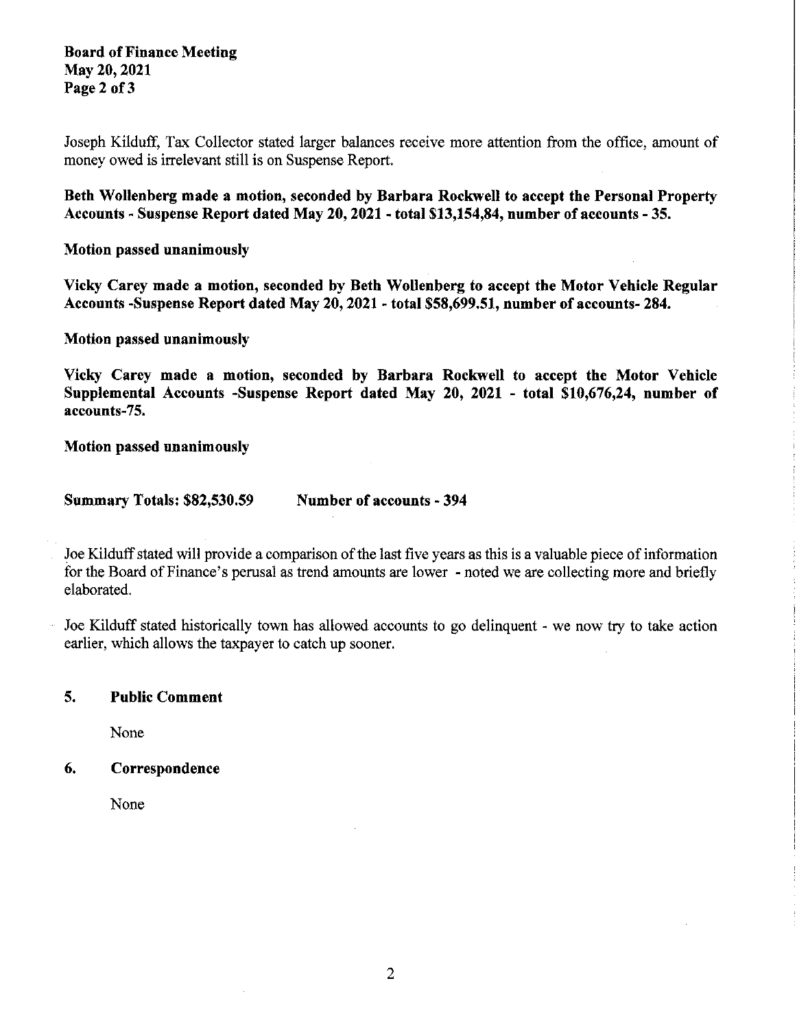Joseph Kilduff, Tax Collector stated larger balances receive more attention from the office, amount of money owed is irrelevant still is on Suspense Report.

**Beth Wollenberg made a motion, seconded by Barbara Rockwell to accept the Personal Property Accounts - Suspense Report dated May 20, 2021 - total $13,154,84, number of accounts - 35.**

**Motion passed unanimously**

**Vicky Carey made a motion, seconded by Beth Wollenberg to accept the Motor Vehicle Regular Accounts -Suspense Report dated May 20, 2021 - total $58,699.51, number of accounts- 284.**

**Motion passed unanimously**

**Vicky Carey made a motion, seconded by Barbara Rockwell to accept the Motor Vehicle Supplemental Accounts -Suspense Report dated May 20, 2021 - total $10,676,24, number of accounts-75.**

**Motion passed unanimously**

**Summary Totals: $82,530.59 Number of accounts - 394**

Joe Kilduff stated will provide a comparison of the last five years as this is a valuable piece of information for the Board of Finance's perusal as trend amounts are lower - noted we are collecting more and briefly elaborated.

Joe Kilduff stated historically town has allowed accounts to go delinquent - we now try to take action earlier, which allows the taxpayer to catch up sooner.

## 5. Public Comment

None

## 6. Correspondence

None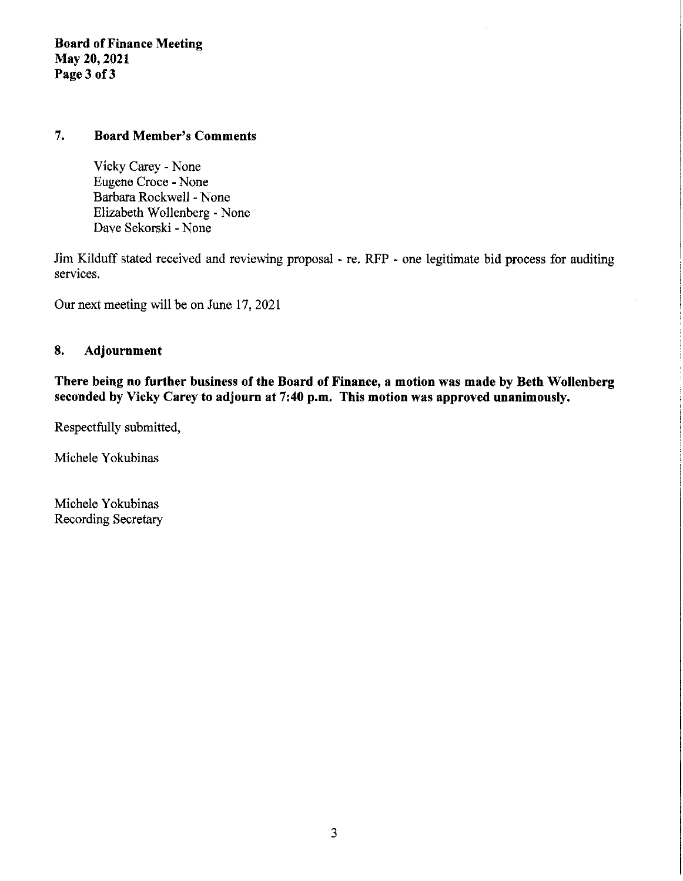## 7. Board Member's Comments

Vicky Carey - None
Eugene Croce - None
Barbara Rockwell - None
Elizabeth Wollenberg - None
Dave Sekorski - None

Jim Kilduff stated received and reviewing proposal - re. RFP - one legitimate bid process for auditing services.

Our next meeting will be on June 17, 2021

## 8. Adjournment

**There being no further business of the Board of Finance, a motion was made by Beth Wollenberg seconded by Vicky Carey to adjourn at 7:40 p.m. This motion was approved unanimously.**

Respectfully submitted,

Michele Yokubinas

Michele Yokubinas
Recording Secretary